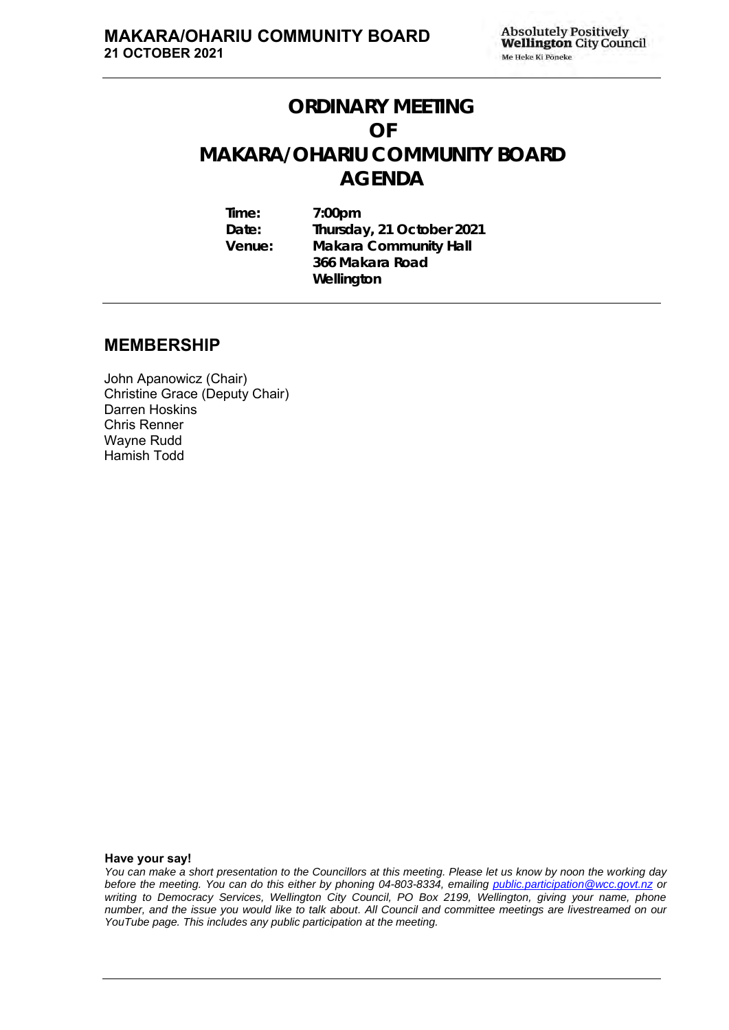# ORDINARY MEETING OF MAKARA/OHARIU COMMUNITY BOARD AGENDA

**Time:** 7:00pm
**Date:** Thursday, 21 October 2021
**Venue:** Makara Community Hall
366 Makara Road
Wellington

## MEMBERSHIP

John Apanowicz (Chair)
Christine Grace (Deputy Chair)
Darren Hoskins
Chris Renner
Wayne Rudd
Hamish Todd

**Have your say!**

*You can make a short presentation to the Councillors at this meeting. Please let us know by noon the working day before the meeting. You can do this either by phoning 04-803-8334, emailing public.participation@wcc.govt.nz or writing to Democracy Services, Wellington City Council, PO Box 2199, Wellington, giving your name, phone number, and the issue you would like to talk about. All Council and committee meetings are livestreamed on our YouTube page. This includes any public participation at the meeting.*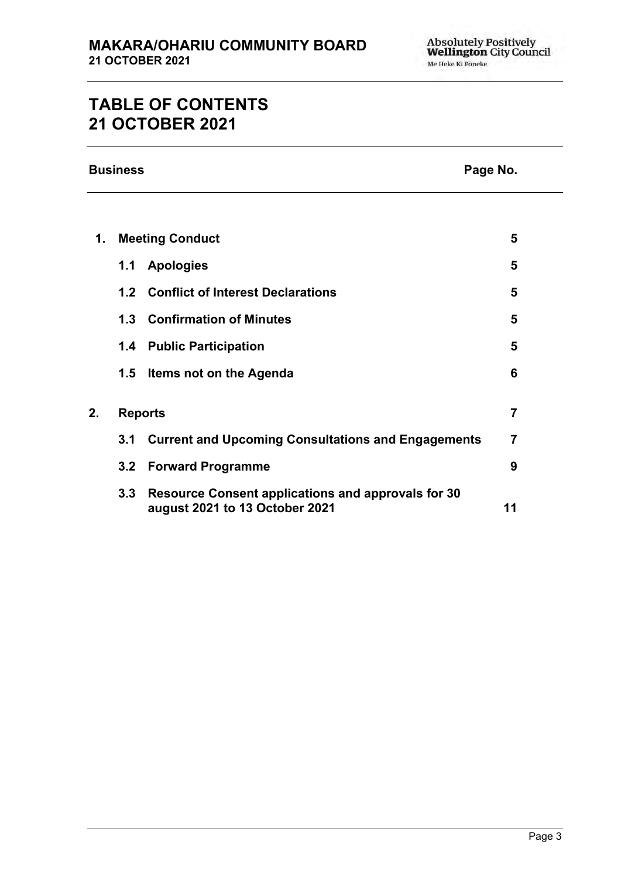# TABLE OF CONTENTS
# 21 OCTOBER 2021

| Business | | Page No. |
|---|---|---|
| **1.** | **Meeting Conduct** | **5** |
| | **1.1 Apologies** | **5** |
| | **1.2 Conflict of Interest Declarations** | **5** |
| | **1.3 Confirmation of Minutes** | **5** |
| | **1.4 Public Participation** | **5** |
| | **1.5 Items not on the Agenda** | **6** |
| **2.** | **Reports** | **7** |
| | **3.1 Current and Upcoming Consultations and Engagements** | **7** |
| | **3.2 Forward Programme** | **9** |
| | **3.3 Resource Consent applications and approvals for 30 august 2021 to 13 October 2021** | **11** |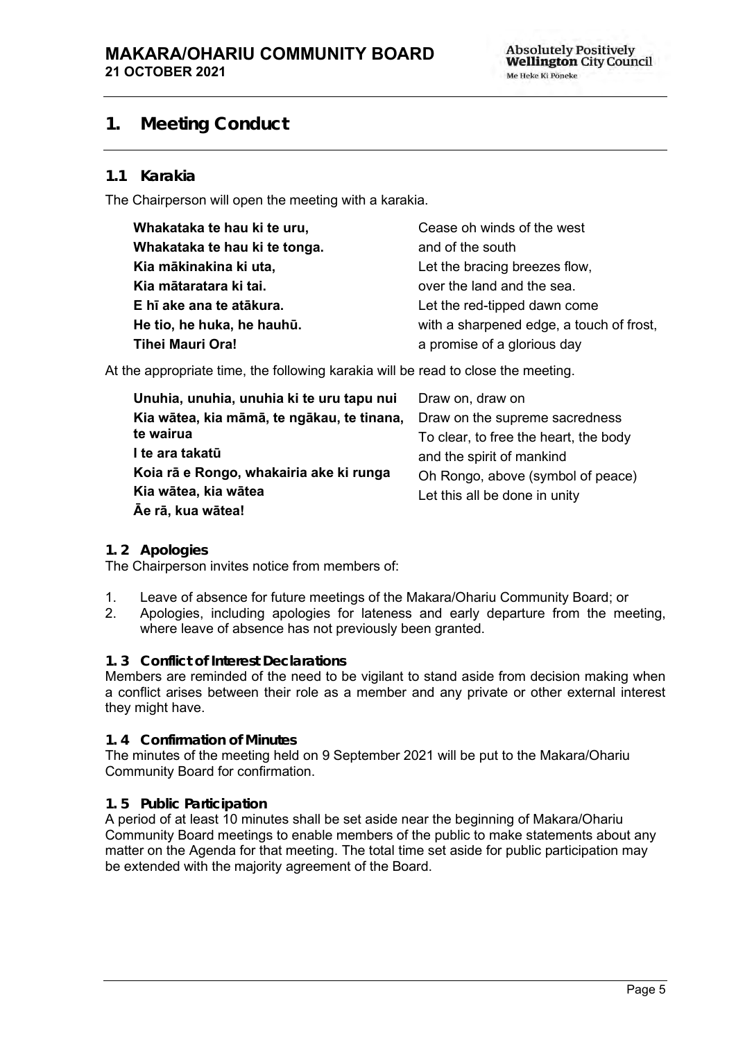# 1. Meeting Conduct

## 1.1 Karakia

The Chairperson will open the meeting with a karakia.

| | |
|---|---|
| **Whakataka te hau ki te uru,** | Cease oh winds of the west |
| **Whakataka te hau ki te tonga.** | and of the south |
| **Kia mākinakina ki uta,** | Let the bracing breezes flow, |
| **Kia mātaratara ki tai.** | over the land and the sea. |
| **E hī ake ana te atākura.** | Let the red-tipped dawn come |
| **He tio, he huka, he hauhū.** | with a sharpened edge, a touch of frost, |
| **Tihei Mauri Ora!** | a promise of a glorious day |

At the appropriate time, the following karakia will be read to close the meeting.

| | |
|---|---|
| **Unuhia, unuhia, unuhia ki te uru tapu nui** | Draw on, draw on |
| **Kia wātea, kia māmā, te ngākau, te tinana, te wairua** | Draw on the supreme sacredness |
| **I te ara takatū** | To clear, to free the heart, the body |
| **Koia rā e Rongo, whakairia ake ki runga** | and the spirit of mankind |
| **Kia wātea, kia wātea** | Oh Rongo, above (symbol of peace) |
| **Āe rā, kua wātea!** | Let this all be done in unity |

## 1. 2 Apologies

The Chairperson invites notice from members of:

1. Leave of absence for future meetings of the Makara/Ohariu Community Board; or
2. Apologies, including apologies for lateness and early departure from the meeting, where leave of absence has not previously been granted.

## 1. 3 Conflict of Interest Declarations

Members are reminded of the need to be vigilant to stand aside from decision making when a conflict arises between their role as a member and any private or other external interest they might have.

## 1. 4 Confirmation of Minutes

The minutes of the meeting held on 9 September 2021 will be put to the Makara/Ohariu Community Board for confirmation.

## 1. 5 Public Participation

A period of at least 10 minutes shall be set aside near the beginning of Makara/Ohariu Community Board meetings to enable members of the public to make statements about any matter on the Agenda for that meeting. The total time set aside for public participation may be extended with the majority agreement of the Board.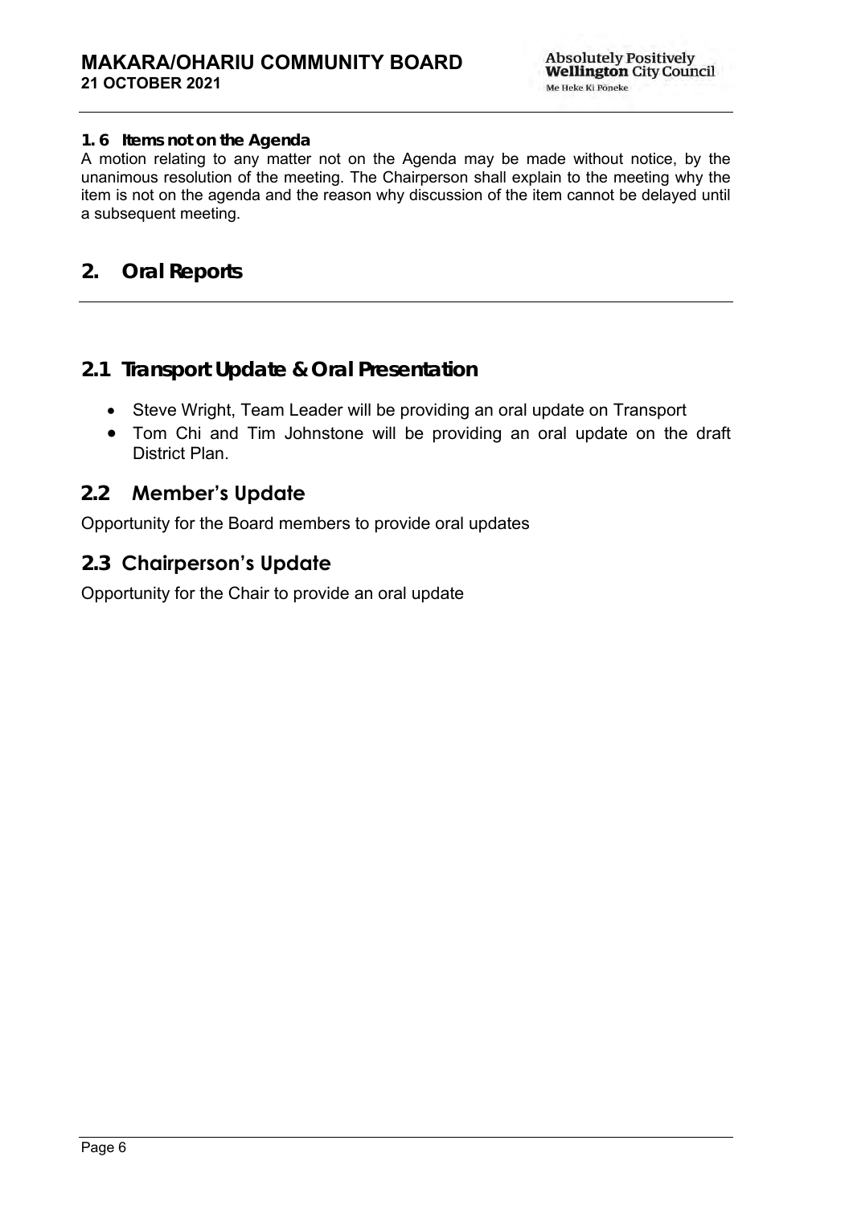### 1. 6 Items not on the Agenda

A motion relating to any matter not on the Agenda may be made without notice, by the unanimous resolution of the meeting. The Chairperson shall explain to the meeting why the item is not on the agenda and the reason why discussion of the item cannot be delayed until a subsequent meeting.

## 2. Oral Reports

### 2.1 Transport Update & Oral Presentation

- Steve Wright, Team Leader will be providing an oral update on Transport
- Tom Chi and Tim Johnstone will be providing an oral update on the draft District Plan.

### 2.2 Member's Update

Opportunity for the Board members to provide oral updates

### 2.3 Chairperson's Update

Opportunity for the Chair to provide an oral update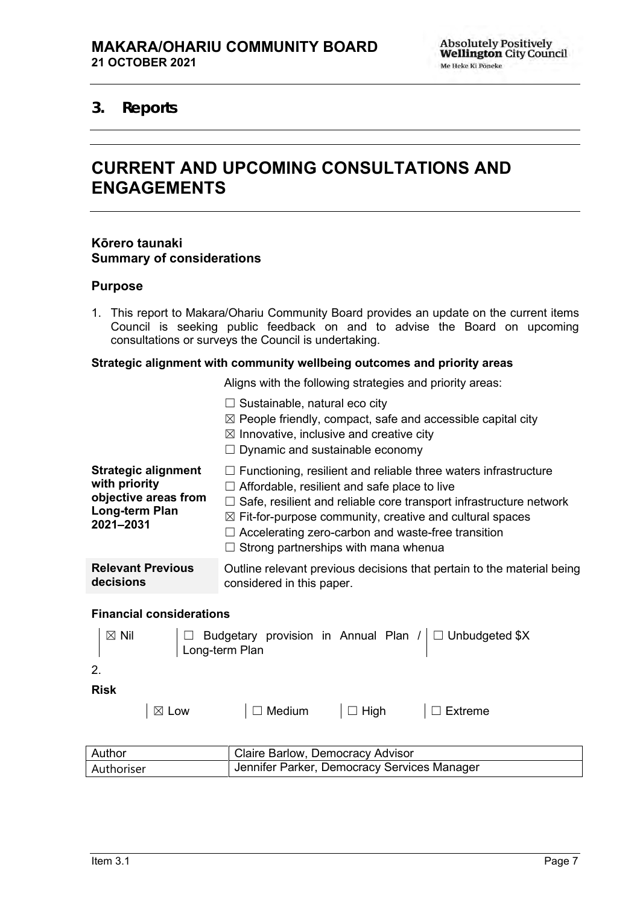# 3. Reports

# CURRENT AND UPCOMING CONSULTATIONS AND ENGAGEMENTS

## Kōrero taunaki
## Summary of considerations

### Purpose

1. This report to Makara/Ohariu Community Board provides an update on the current items Council is seeking public feedback on and to advise the Board on upcoming consultations or surveys the Council is undertaking.

#### Strategic alignment with community wellbeing outcomes and priority areas

| | |
|---|---|
| | Aligns with the following strategies and priority areas:<br>☐ Sustainable, natural eco city<br>☒ People friendly, compact, safe and accessible capital city<br>☒ Innovative, inclusive and creative city<br>☐ Dynamic and sustainable economy |
| **Strategic alignment with priority objective areas from Long-term Plan 2021–2031** | ☐ Functioning, resilient and reliable three waters infrastructure<br>☐ Affordable, resilient and safe place to live<br>☐ Safe, resilient and reliable core transport infrastructure network<br>☒ Fit-for-purpose community, creative and cultural spaces<br>☐ Accelerating zero-carbon and waste-free transition<br>☐ Strong partnerships with mana whenua |
| **Relevant Previous decisions** | Outline relevant previous decisions that pertain to the material being considered in this paper. |

#### Financial considerations

| | | |
|---|---|---|
| ☒ Nil | ☐ Budgetary provision in Annual Plan / Long-term Plan | ☐ Unbudgeted $X |

2.

**Risk**

| | | | |
|---|---|---|---|
| ☒ Low | ☐ Medium | ☐ High | ☐ Extreme |

| | |
|---|---|
| Author | Claire Barlow, Democracy Advisor |
| Authoriser | Jennifer Parker, Democracy Services Manager |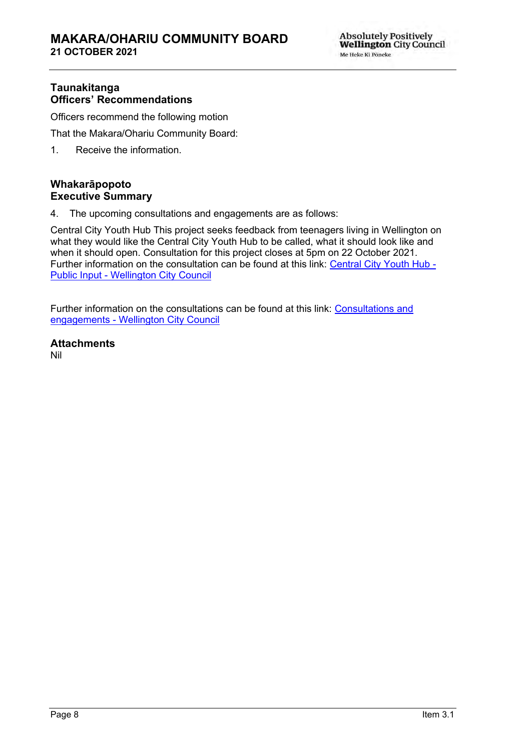## Taunakitanga
## Officers' Recommendations

Officers recommend the following motion

That the Makara/Ohariu Community Board:

1. Receive the information.

## Whakarāpopoto
## Executive Summary

4. The upcoming consultations and engagements are as follows:

Central City Youth Hub This project seeks feedback from teenagers living in Wellington on what they would like the Central City Youth Hub to be called, what it should look like and when it should open. Consultation for this project closes at 5pm on 22 October 2021. Further information on the consultation can be found at this link: Central City Youth Hub - Public Input - Wellington City Council

Further information on the consultations can be found at this link: Consultations and engagements - Wellington City Council

## Attachments

Nil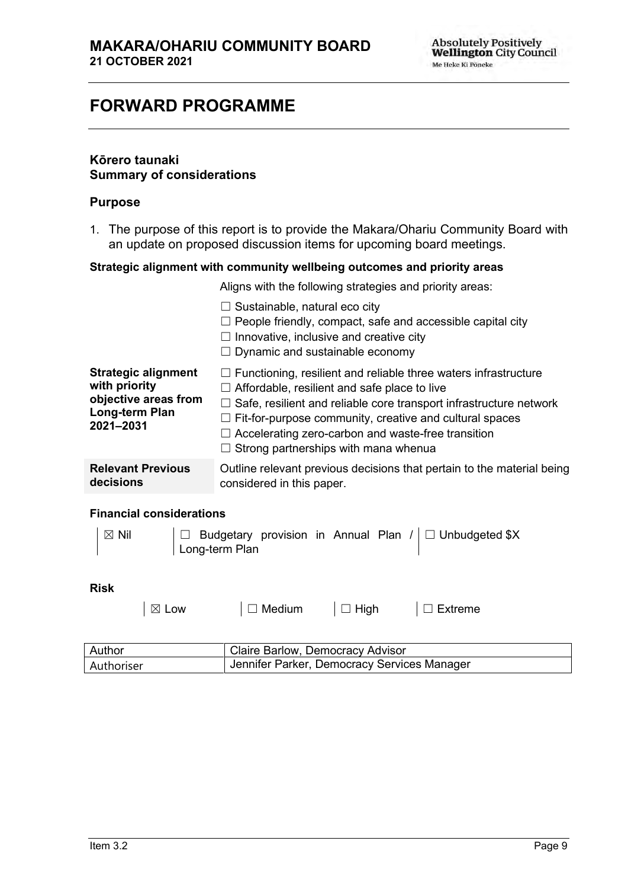# FORWARD PROGRAMME

## Kōrero taunaki
## Summary of considerations

### Purpose

1. The purpose of this report is to provide the Makara/Ohariu Community Board with an update on proposed discussion items for upcoming board meetings.

**Strategic alignment with community wellbeing outcomes and priority areas**

| | |
|---|---|
| | Aligns with the following strategies and priority areas:<br><br>☐ Sustainable, natural eco city<br>☐ People friendly, compact, safe and accessible capital city<br>☐ Innovative, inclusive and creative city<br>☐ Dynamic and sustainable economy |
| **Strategic alignment with priority objective areas from Long-term Plan 2021–2031** | ☐ Functioning, resilient and reliable three waters infrastructure<br>☐ Affordable, resilient and safe place to live<br>☐ Safe, resilient and reliable core transport infrastructure network<br>☐ Fit-for-purpose community, creative and cultural spaces<br>☐ Accelerating zero-carbon and waste-free transition<br>☐ Strong partnerships with mana whenua |
| **Relevant Previous decisions** | Outline relevant previous decisions that pertain to the material being considered in this paper. |

**Financial considerations**

| | | |
|---|---|---|
| ☒ Nil | ☐ Budgetary provision in Annual Plan / Long-term Plan | ☐ Unbudgeted $X |

**Risk**

| | | | |
|---|---|---|---|
| ☒ Low | ☐ Medium | ☐ High | ☐ Extreme |

| | |
|---|---|
| Author | Claire Barlow, Democracy Advisor |
| Authoriser | Jennifer Parker, Democracy Services Manager |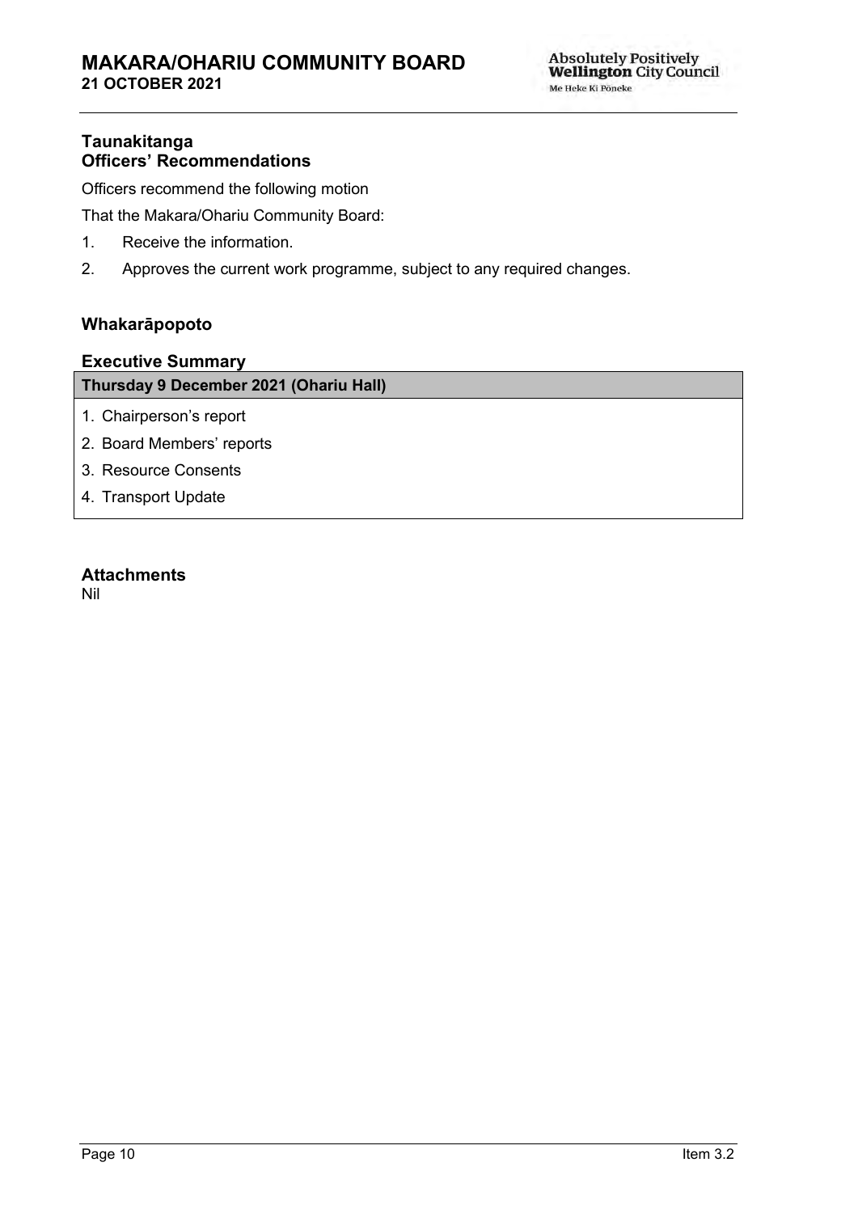## Taunakitanga
## Officers' Recommendations

Officers recommend the following motion

That the Makara/Ohariu Community Board:

1. Receive the information.
2. Approves the current work programme, subject to any required changes.

## Whakarāpopoto

## Executive Summary

| Thursday 9 December 2021 (Ohariu Hall) |
| --- |
| 1. Chairperson's report<br>2. Board Members' reports<br>3. Resource Consents<br>4. Transport Update |

## Attachments

Nil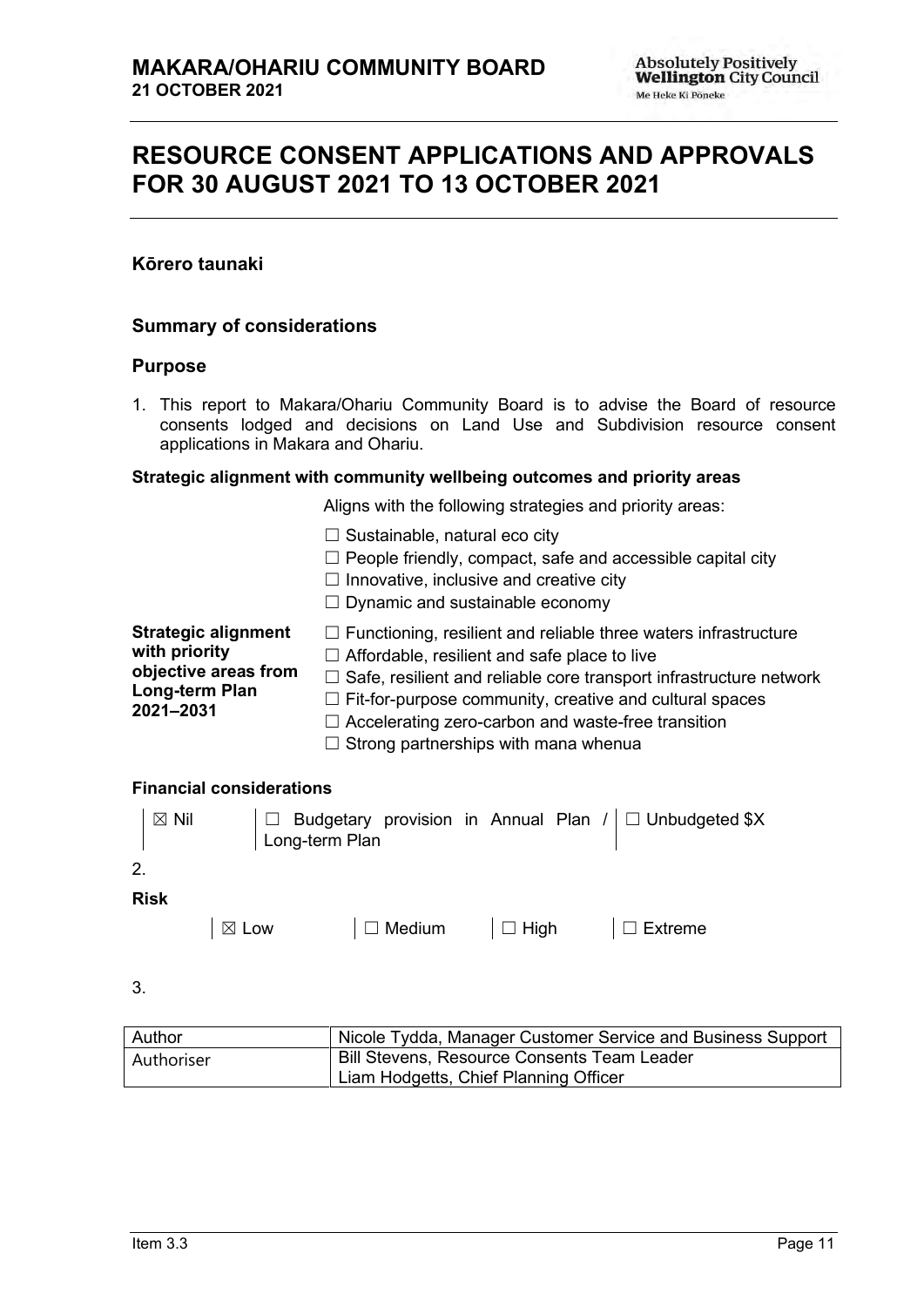# RESOURCE CONSENT APPLICATIONS AND APPROVALS FOR 30 AUGUST 2021 TO 13 OCTOBER 2021

### Kōrero taunaki

### Summary of considerations

### Purpose

1. This report to Makara/Ohariu Community Board is to advise the Board of resource consents lodged and decisions on Land Use and Subdivision resource consent applications in Makara and Ohariu.

**Strategic alignment with community wellbeing outcomes and priority areas**

Aligns with the following strategies and priority areas:

☐ Sustainable, natural eco city
☐ People friendly, compact, safe and accessible capital city
☐ Innovative, inclusive and creative city
☐ Dynamic and sustainable economy

**Strategic alignment with priority objective areas from Long-term Plan 2021–2031**

☐ Functioning, resilient and reliable three waters infrastructure
☐ Affordable, resilient and safe place to live
☐ Safe, resilient and reliable core transport infrastructure network
☐ Fit-for-purpose community, creative and cultural spaces
☐ Accelerating zero-carbon and waste-free transition
☐ Strong partnerships with mana whenua

**Financial considerations**

| ☒ Nil | ☐ Budgetary provision in Annual Plan / Long-term Plan | ☐ Unbudgeted $X |
|---|---|---|

2.

**Risk**

| ☒ Low | ☐ Medium | ☐ High | ☐ Extreme |
|---|---|---|---|

3.

| Author | Nicole Tydda, Manager Customer Service and Business Support |
|---|---|
| Authoriser | Bill Stevens, Resource Consents Team Leader<br>Liam Hodgetts, Chief Planning Officer |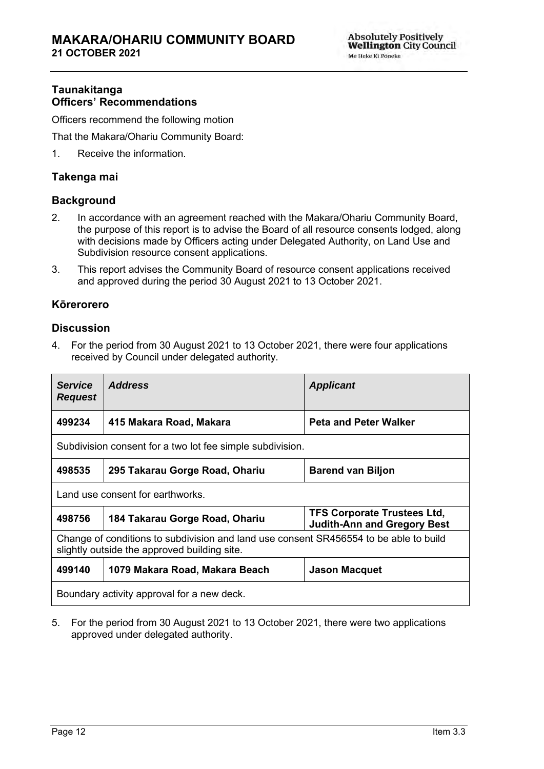## Taunakitanga
## Officers' Recommendations

Officers recommend the following motion

That the Makara/Ohariu Community Board:

1. Receive the information.

## Takenga mai

## Background

2. In accordance with an agreement reached with the Makara/Ohariu Community Board, the purpose of this report is to advise the Board of all resource consents lodged, along with decisions made by Officers acting under Delegated Authority, on Land Use and Subdivision resource consent applications.
3. This report advises the Community Board of resource consent applications received and approved during the period 30 August 2021 to 13 October 2021.

## Kōrerorero

## Discussion

4. For the period from 30 August 2021 to 13 October 2021, there were four applications received by Council under delegated authority.

| ***Service Request*** | ***Address*** | ***Applicant*** |
|---|---|---|
| **499234** | **415 Makara Road, Makara** | **Peta and Peter Walker** |
| Subdivision consent for a two lot fee simple subdivision. | | |
| **498535** | **295 Takarau Gorge Road, Ohariu** | **Barend van Biljon** |
| Land use consent for earthworks. | | |
| **498756** | **184 Takarau Gorge Road, Ohariu** | **TFS Corporate Trustees Ltd, Judith-Ann and Gregory Best** |
| Change of conditions to subdivision and land use consent SR456554 to be able to build slightly outside the approved building site. | | |
| **499140** | **1079 Makara Road, Makara Beach** | **Jason Macquet** |
| Boundary activity approval for a new deck. | | |

5. For the period from 30 August 2021 to 13 October 2021, there were two applications approved under delegated authority.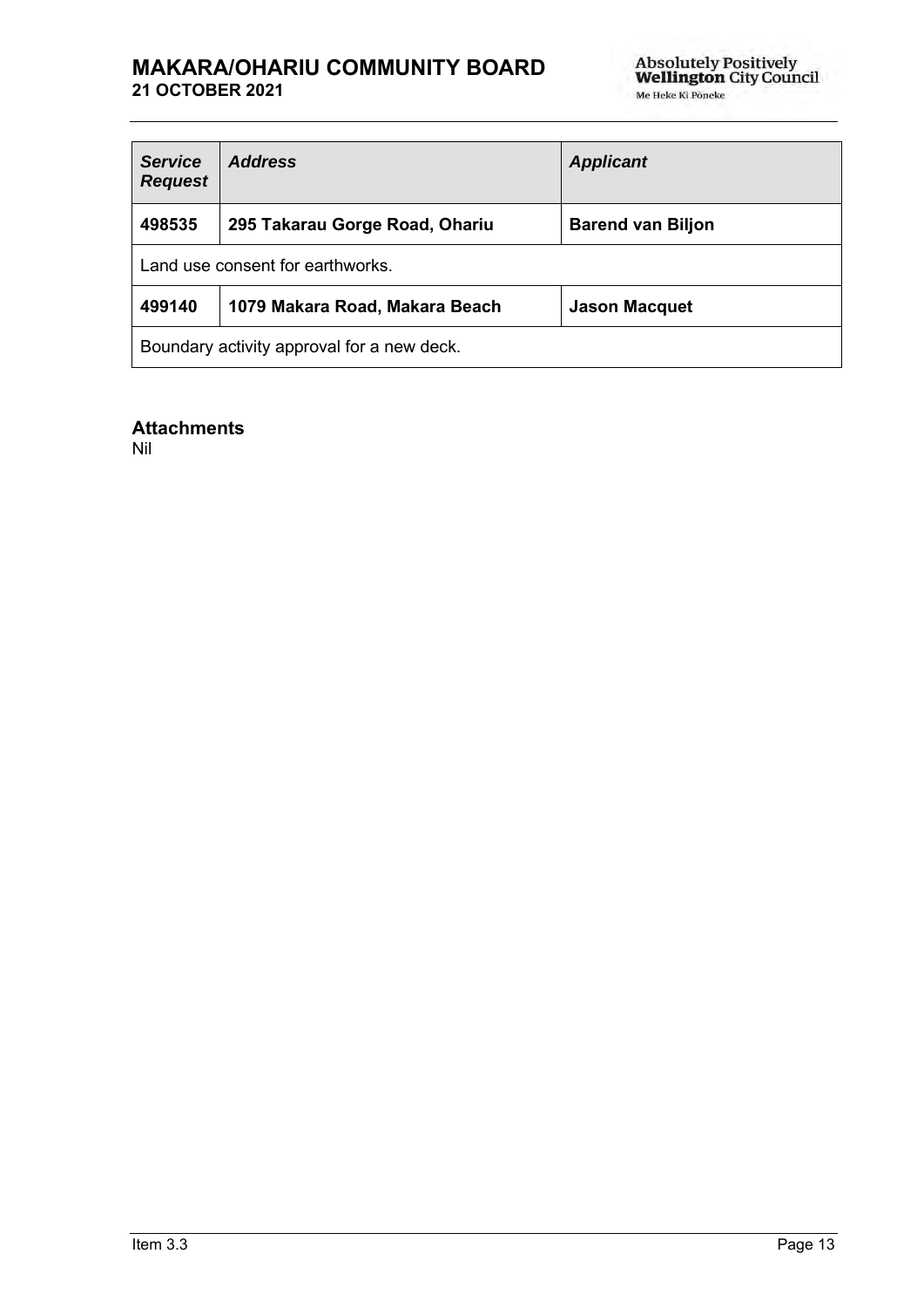| ***Service Request*** | ***Address*** | ***Applicant*** |
| --- | --- | --- |
| **498535** | **295 Takarau Gorge Road, Ohariu** | **Barend van Biljon** |
| Land use consent for earthworks. | | |
| **499140** | **1079 Makara Road, Makara Beach** | **Jason Macquet** |
| Boundary activity approval for a new deck. | | |

**Attachments**

Nil